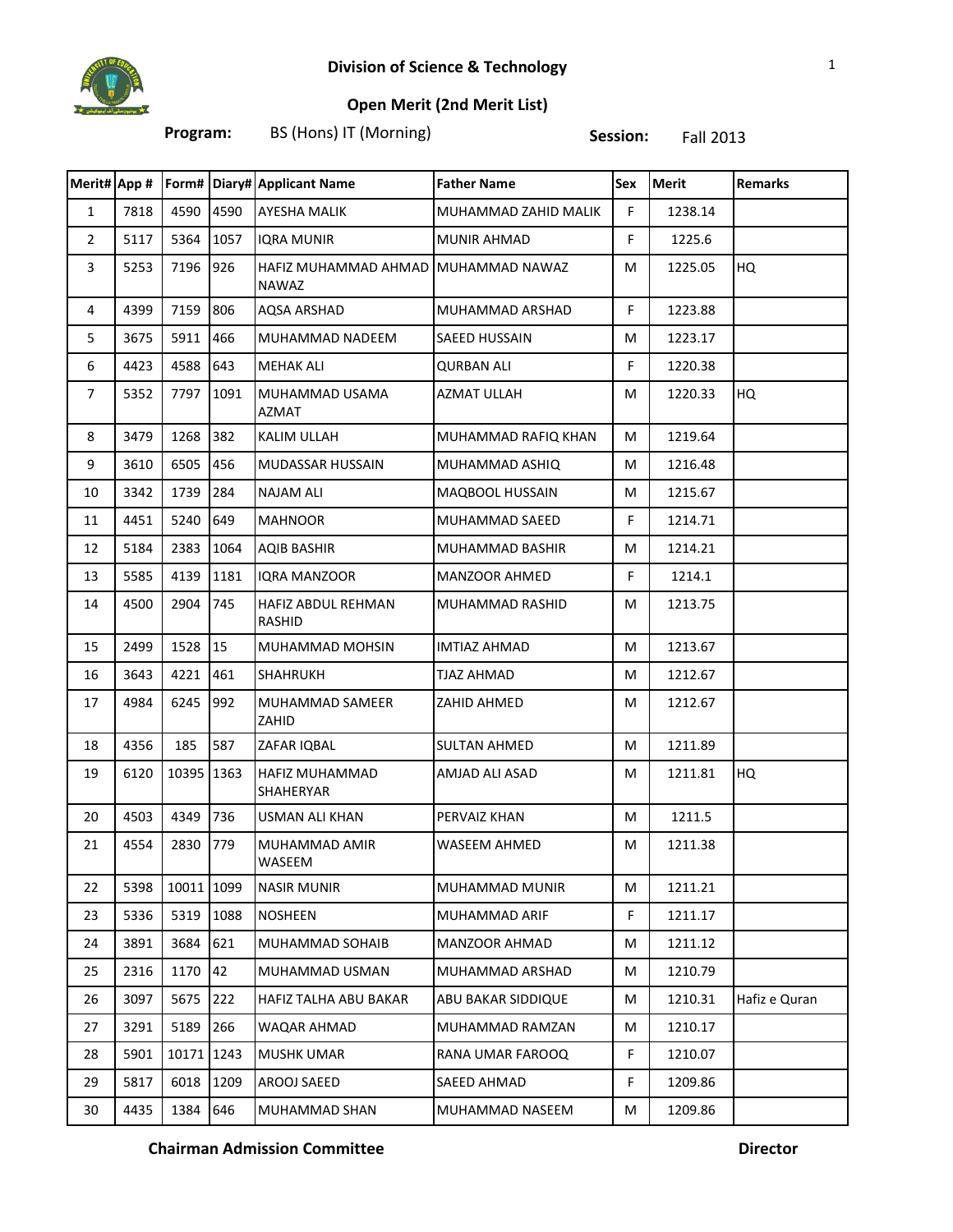# Division of Science & Technology

## Open Merit (2nd Merit List)

**Program:** BS (Hons) IT (Morning) **Session:** Fall 2013

| Merit# | App # | Form# | Diary# | Applicant Name | Father Name | Sex | Merit | Remarks |
|---|---|---|---|---|---|---|---|---|
| 1 | 7818 | 4590 | 4590 | AYESHA MALIK | MUHAMMAD ZAHID MALIK | F | 1238.14 | |
| 2 | 5117 | 5364 | 1057 | IQRA MUNIR | MUNIR AHMAD | F | 1225.6 | |
| 3 | 5253 | 7196 | 926 | HAFIZ MUHAMMAD AHMAD NAWAZ | MUHAMMAD NAWAZ | M | 1225.05 | HQ |
| 4 | 4399 | 7159 | 806 | AQSA ARSHAD | MUHAMMAD ARSHAD | F | 1223.88 | |
| 5 | 3675 | 5911 | 466 | MUHAMMAD NADEEM | SAEED HUSSAIN | M | 1223.17 | |
| 6 | 4423 | 4588 | 643 | MEHAK ALI | QURBAN ALI | F | 1220.38 | |
| 7 | 5352 | 7797 | 1091 | MUHAMMAD USAMA AZMAT | AZMAT ULLAH | M | 1220.33 | HQ |
| 8 | 3479 | 1268 | 382 | KALIM ULLAH | MUHAMMAD RAFIQ KHAN | M | 1219.64 | |
| 9 | 3610 | 6505 | 456 | MUDASSAR HUSSAIN | MUHAMMAD ASHIQ | M | 1216.48 | |
| 10 | 3342 | 1739 | 284 | NAJAM ALI | MAQBOOL HUSSAIN | M | 1215.67 | |
| 11 | 4451 | 5240 | 649 | MAHNOOR | MUHAMMAD SAEED | F | 1214.71 | |
| 12 | 5184 | 2383 | 1064 | AQIB BASHIR | MUHAMMAD BASHIR | M | 1214.21 | |
| 13 | 5585 | 4139 | 1181 | IQRA MANZOOR | MANZOOR AHMED | F | 1214.1 | |
| 14 | 4500 | 2904 | 745 | HAFIZ ABDUL REHMAN RASHID | MUHAMMAD RASHID | M | 1213.75 | |
| 15 | 2499 | 1528 | 15 | MUHAMMAD MOHSIN | IMTIAZ AHMAD | M | 1213.67 | |
| 16 | 3643 | 4221 | 461 | SHAHRUKH | TJAZ AHMAD | M | 1212.67 | |
| 17 | 4984 | 6245 | 992 | MUHAMMAD SAMEER ZAHID | ZAHID AHMED | M | 1212.67 | |
| 18 | 4356 | 185 | 587 | ZAFAR IQBAL | SULTAN AHMED | M | 1211.89 | |
| 19 | 6120 | 10395 | 1363 | HAFIZ MUHAMMAD SHAHERYAR | AMJAD ALI ASAD | M | 1211.81 | HQ |
| 20 | 4503 | 4349 | 736 | USMAN ALI KHAN | PERVAIZ KHAN | M | 1211.5 | |
| 21 | 4554 | 2830 | 779 | MUHAMMAD AMIR WASEEM | WASEEM AHMED | M | 1211.38 | |
| 22 | 5398 | 10011 | 1099 | NASIR MUNIR | MUHAMMAD MUNIR | M | 1211.21 | |
| 23 | 5336 | 5319 | 1088 | NOSHEEN | MUHAMMAD ARIF | F | 1211.17 | |
| 24 | 3891 | 3684 | 621 | MUHAMMAD SOHAIB | MANZOOR AHMAD | M | 1211.12 | |
| 25 | 2316 | 1170 | 42 | MUHAMMAD USMAN | MUHAMMAD ARSHAD | M | 1210.79 | |
| 26 | 3097 | 5675 | 222 | HAFIZ TALHA ABU BAKAR | ABU BAKAR SIDDIQUE | M | 1210.31 | Hafiz e Quran |
| 27 | 3291 | 5189 | 266 | WAQAR AHMAD | MUHAMMAD RAMZAN | M | 1210.17 | |
| 28 | 5901 | 10171 | 1243 | MUSHK UMAR | RANA UMAR FAROOQ | F | 1210.07 | |
| 29 | 5817 | 6018 | 1209 | AROOJ SAEED | SAEED AHMAD | F | 1209.86 | |
| 30 | 4435 | 1384 | 646 | MUHAMMAD SHAN | MUHAMMAD NASEEM | M | 1209.86 | |

**Chairman Admission Committee** **Director**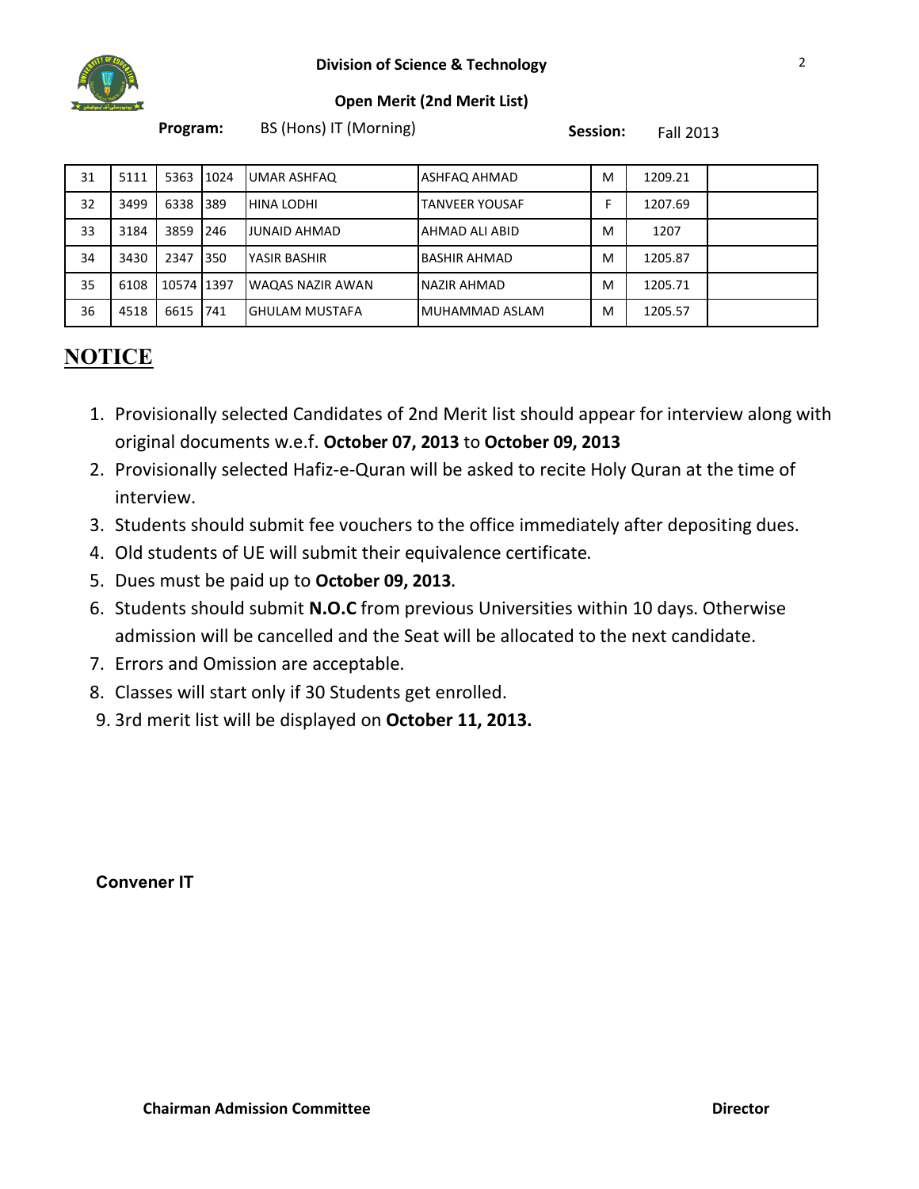Division of Science & Technology

Open Merit (2nd Merit List)

**Program:** BS (Hons) IT (Morning) **Session:** Fall 2013

| | | | | | | | | |
|---|---|---|---|---|---|---|---|---|
| 31 | 5111 | 5363 | 1024 | UMAR ASHFAQ | ASHFAQ AHMAD | M | 1209.21 | |
| 32 | 3499 | 6338 | 389 | HINA LODHI | TANVEER YOUSAF | F | 1207.69 | |
| 33 | 3184 | 3859 | 246 | JUNAID AHMAD | AHMAD ALI ABID | M | 1207 | |
| 34 | 3430 | 2347 | 350 | YASIR BASHIR | BASHIR AHMAD | M | 1205.87 | |
| 35 | 6108 | 10574 | 1397 | WAQAS NAZIR AWAN | NAZIR AHMAD | M | 1205.71 | |
| 36 | 4518 | 6615 | 741 | GHULAM MUSTAFA | MUHAMMAD ASLAM | M | 1205.57 | |

## NOTICE

1. Provisionally selected Candidates of 2nd Merit list should appear for interview along with original documents w.e.f. **October 07, 2013** to **October 09, 2013**
2. Provisionally selected Hafiz-e-Quran will be asked to recite Holy Quran at the time of interview.
3. Students should submit fee vouchers to the office immediately after depositing dues.
4. Old students of UE will submit their equivalence certificate.
5. Dues must be paid up to **October 09, 2013**.
6. Students should submit **N.O.C** from previous Universities within 10 days. Otherwise admission will be cancelled and the Seat will be allocated to the next candidate.
7. Errors and Omission are acceptable.
8. Classes will start only if 30 Students get enrolled.
9. 3rd merit list will be displayed on **October 11, 2013.**

**Convener IT**

**Chairman Admission Committee** **Director**